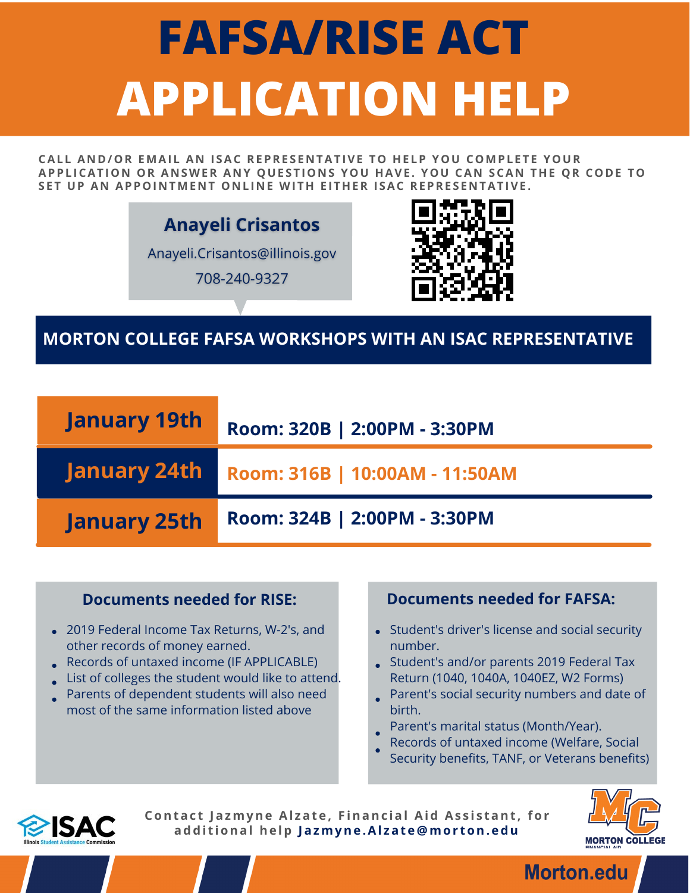# FAFSA/RISE ACT APPLICATION HELP

CALL AND/OR EMAIL AN ISAC REPRESENTATIVE TO HELP YOU COMPLETE YOUR APPLICATION OR ANSWER ANY QUESTIONS YOU HAVE. YOU CAN SCAN THE QR CODE TO SET UP AN APPOINTMENT ONLINE WITH EITHER ISAC REPRESENTATIVE.

**Anayeli Crisantos**

Anayeli.Crisantos@illinois.gov

708-240-9327

## MORTON COLLEGE FAFSA WORKSHOPS WITH AN ISAC REPRESENTATIVE

| Date | Details |
|---|---|
| January 19th | Room: 320B \| 2:00PM - 3:30PM |
| January 24th | Room: 316B \| 10:00AM - 11:50AM |
| January 25th | Room: 324B \| 2:00PM - 3:30PM |

### Documents needed for RISE:

- 2019 Federal Income Tax Returns, W-2's, and other records of money earned.
- Records of untaxed income (IF APPLICABLE)
- List of colleges the student would like to attend.
- Parents of dependent students will also need most of the same information listed above

### Documents needed for FAFSA:

- Student's driver's license and social security number.
- Student's and/or parents 2019 Federal Tax Return (1040, 1040A, 1040EZ, W2 Forms)
- Parent's social security numbers and date of birth.
- Parent's marital status (Month/Year).
- Records of untaxed income (Welfare, Social Security benefits, TANF, or Veterans benefits)

ISAC Illinois Student Assistance Commission

Contact Jazmyne Alzate, Financial Aid Assistant, for additional help **Jazmyne.Alzate@morton.edu**

MORTON COLLEGE FINANCIAL AID

Morton.edu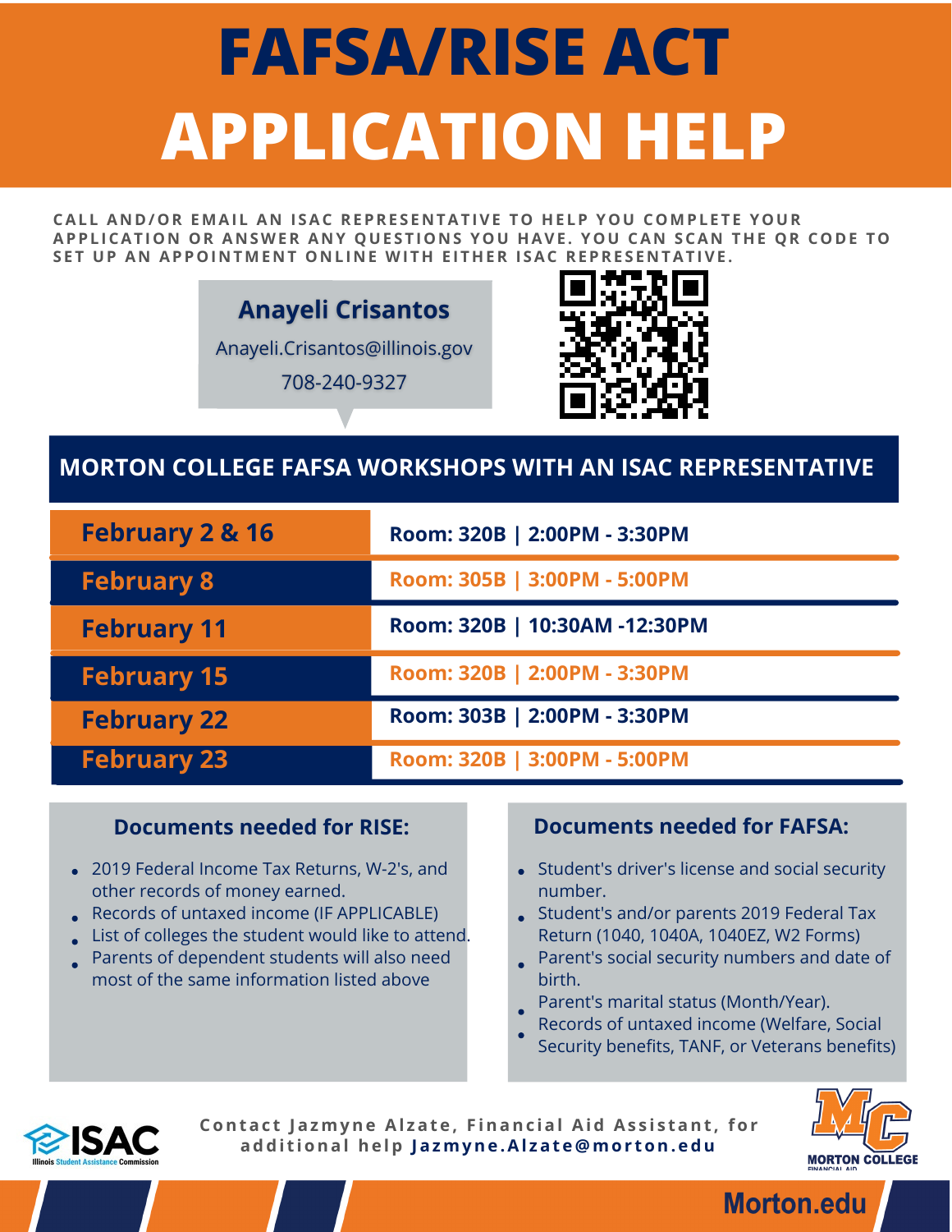# FAFSA/RISE ACT APPLICATION HELP

CALL AND/OR EMAIL AN ISAC REPRESENTATIVE TO HELP YOU COMPLETE YOUR APPLICATION OR ANSWER ANY QUESTIONS YOU HAVE. YOU CAN SCAN THE QR CODE TO SET UP AN APPOINTMENT ONLINE WITH EITHER ISAC REPRESENTATIVE.

**Anayeli Crisantos**

Anayeli.Crisantos@illinois.gov

708-240-9327

## MORTON COLLEGE FAFSA WORKSHOPS WITH AN ISAC REPRESENTATIVE

| Date | Room / Time |
| --- | --- |
| February 2 & 16 | Room: 320B \| 2:00PM - 3:30PM |
| February 8 | Room: 305B \| 3:00PM - 5:00PM |
| February 11 | Room: 320B \| 10:30AM -12:30PM |
| February 15 | Room: 320B \| 2:00PM - 3:30PM |
| February 22 | Room: 303B \| 2:00PM - 3:30PM |
| February 23 | Room: 320B \| 3:00PM - 5:00PM |

### Documents needed for RISE:

- 2019 Federal Income Tax Returns, W-2's, and other records of money earned.
- Records of untaxed income (IF APPLICABLE)
- List of colleges the student would like to attend.
- Parents of dependent students will also need most of the same information listed above

### Documents needed for FAFSA:

- Student's driver's license and social security number.
- Student's and/or parents 2019 Federal Tax Return (1040, 1040A, 1040EZ, W2 Forms)
- Parent's social security numbers and date of birth.
- Parent's marital status (Month/Year).
- Records of untaxed income (Welfare, Social Security benefits, TANF, or Veterans benefits)

ISAC Illinois Student Assistance Commission

Contact Jazmyne Alzate, Financial Aid Assistant, for additional help **Jazmyne.Alzate@morton.edu**

MORTON COLLEGE FINANCIAL AID

Morton.edu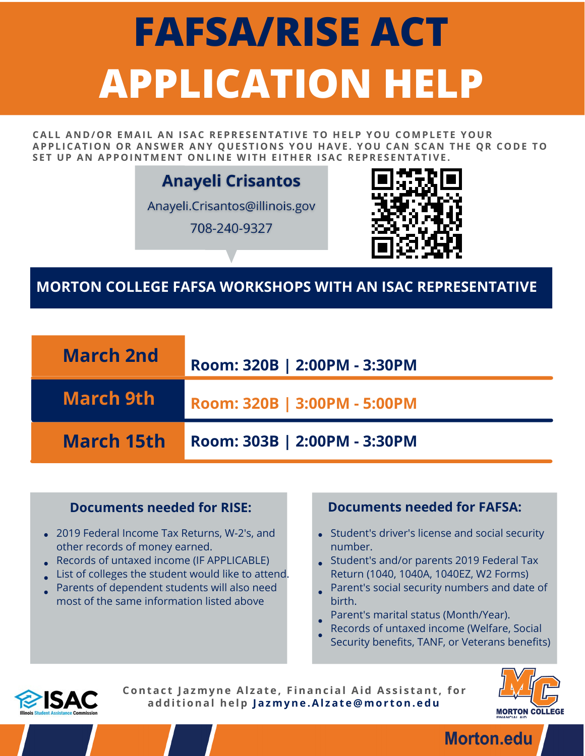# FAFSA/RISE ACT APPLICATION HELP

CALL AND/OR EMAIL AN ISAC REPRESENTATIVE TO HELP YOU COMPLETE YOUR APPLICATION OR ANSWER ANY QUESTIONS YOU HAVE. YOU CAN SCAN THE QR CODE TO SET UP AN APPOINTMENT ONLINE WITH EITHER ISAC REPRESENTATIVE.

**Anayeli Crisantos**

Anayeli.Crisantos@illinois.gov

708-240-9327

## MORTON COLLEGE FAFSA WORKSHOPS WITH AN ISAC REPRESENTATIVE

| | |
|---|---|
| March 2nd | Room: 320B \| 2:00PM - 3:30PM |
| March 9th | Room: 320B \| 3:00PM - 5:00PM |
| March 15th | Room: 303B \| 2:00PM - 3:30PM |

### Documents needed for RISE:

- 2019 Federal Income Tax Returns, W-2's, and other records of money earned.
- Records of untaxed income (IF APPLICABLE)
- List of colleges the student would like to attend.
- Parents of dependent students will also need most of the same information listed above

### Documents needed for FAFSA:

- Student's driver's license and social security number.
- Student's and/or parents 2019 Federal Tax Return (1040, 1040A, 1040EZ, W2 Forms)
- Parent's social security numbers and date of birth.
- Parent's marital status (Month/Year).
- Records of untaxed income (Welfare, Social Security benefits, TANF, or Veterans benefits)

ISAC Illinois Student Assistance Commission

Contact Jazmyne Alzate, Financial Aid Assistant, for additional help **Jazmyne.Alzate@morton.edu**

MORTON COLLEGE FINANCIAL AID

Morton.edu